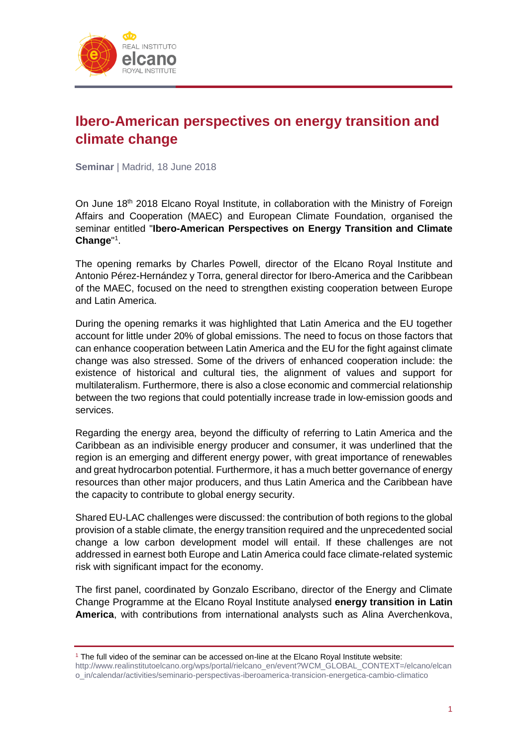# Ibero-American perspectives on energy transition and climate change

**Seminar** | Madrid, 18 June 2018

On June 18th 2018 Elcano Royal Institute, in collaboration with the Ministry of Foreign Affairs and Cooperation (MAEC) and European Climate Foundation, organised the seminar entitled "**Ibero-American Perspectives on Energy Transition and Climate Change**"[1].

The opening remarks by Charles Powell, director of the Elcano Royal Institute and Antonio Pérez-Hernández y Torra, general director for Ibero-America and the Caribbean of the MAEC, focused on the need to strengthen existing cooperation between Europe and Latin America.

During the opening remarks it was highlighted that Latin America and the EU together account for little under 20% of global emissions. The need to focus on those factors that can enhance cooperation between Latin America and the EU for the fight against climate change was also stressed. Some of the drivers of enhanced cooperation include: the existence of historical and cultural ties, the alignment of values and support for multilateralism. Furthermore, there is also a close economic and commercial relationship between the two regions that could potentially increase trade in low-emission goods and services.

Regarding the energy area, beyond the difficulty of referring to Latin America and the Caribbean as an indivisible energy producer and consumer, it was underlined that the region is an emerging and different energy power, with great importance of renewables and great hydrocarbon potential. Furthermore, it has a much better governance of energy resources than other major producers, and thus Latin America and the Caribbean have the capacity to contribute to global energy security.

Shared EU-LAC challenges were discussed: the contribution of both regions to the global provision of a stable climate, the energy transition required and the unprecedented social change a low carbon development model will entail. If these challenges are not addressed in earnest both Europe and Latin America could face climate-related systemic risk with significant impact for the economy.

The first panel, coordinated by Gonzalo Escribano, director of the Energy and Climate Change Programme at the Elcano Royal Institute analysed **energy transition in Latin America**, with contributions from international analysts such as Alina Averchenkova,

---

[1] The full video of the seminar can be accessed on-line at the Elcano Royal Institute website: http://www.realinstitutoelcano.org/wps/portal/rielcano_en/event?WCM_GLOBAL_CONTEXT=/elcano/elcano_in/calendar/activities/seminario-perspectivas-iberoamerica-transicion-energetica-cambio-climatico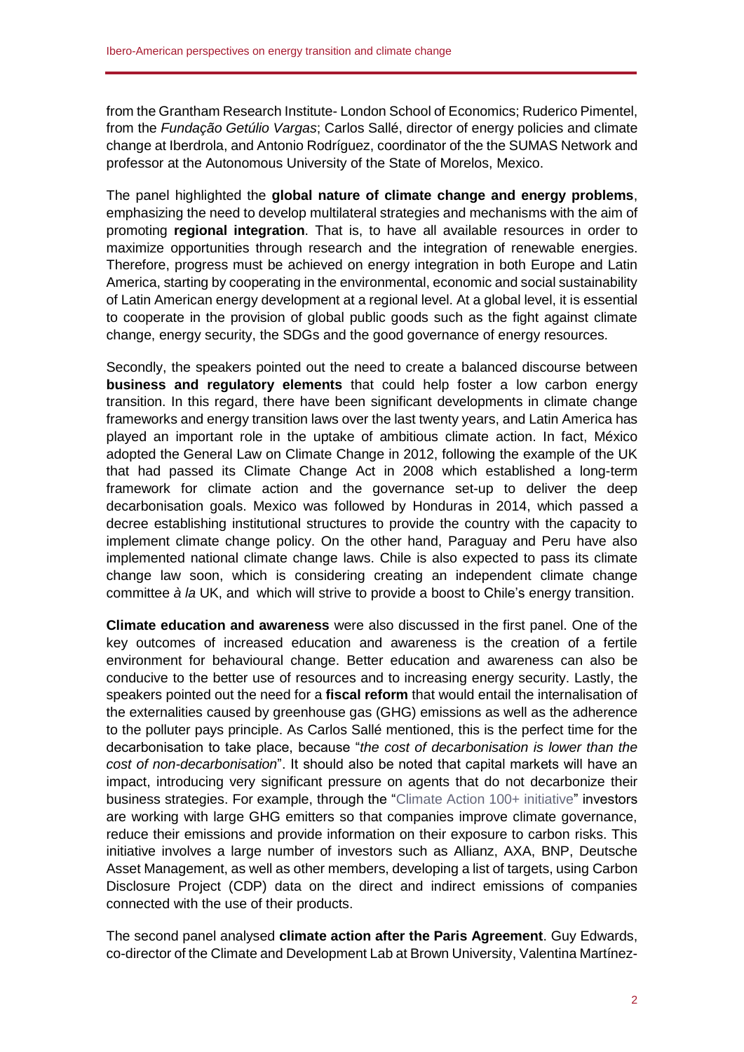from the Grantham Research Institute- London School of Economics; Ruderico Pimentel, from the *Fundação Getúlio Vargas*; Carlos Sallé, director of energy policies and climate change at Iberdrola, and Antonio Rodríguez, coordinator of the the SUMAS Network and professor at the Autonomous University of the State of Morelos, Mexico.

The panel highlighted the **global nature of climate change and energy problems**, emphasizing the need to develop multilateral strategies and mechanisms with the aim of promoting **regional integration**. That is, to have all available resources in order to maximize opportunities through research and the integration of renewable energies. Therefore, progress must be achieved on energy integration in both Europe and Latin America, starting by cooperating in the environmental, economic and social sustainability of Latin American energy development at a regional level. At a global level, it is essential to cooperate in the provision of global public goods such as the fight against climate change, energy security, the SDGs and the good governance of energy resources.

Secondly, the speakers pointed out the need to create a balanced discourse between **business and regulatory elements** that could help foster a low carbon energy transition. In this regard, there have been significant developments in climate change frameworks and energy transition laws over the last twenty years, and Latin America has played an important role in the uptake of ambitious climate action. In fact, México adopted the General Law on Climate Change in 2012, following the example of the UK that had passed its Climate Change Act in 2008 which established a long-term framework for climate action and the governance set-up to deliver the deep decarbonisation goals. Mexico was followed by Honduras in 2014, which passed a decree establishing institutional structures to provide the country with the capacity to implement climate change policy. On the other hand, Paraguay and Peru have also implemented national climate change laws. Chile is also expected to pass its climate change law soon, which is considering creating an independent climate change committee *à la* UK, and which will strive to provide a boost to Chile's energy transition.

**Climate education and awareness** were also discussed in the first panel. One of the key outcomes of increased education and awareness is the creation of a fertile environment for behavioural change. Better education and awareness can also be conducive to the better use of resources and to increasing energy security. Lastly, the speakers pointed out the need for a **fiscal reform** that would entail the internalisation of the externalities caused by greenhouse gas (GHG) emissions as well as the adherence to the polluter pays principle. As Carlos Sallé mentioned, this is the perfect time for the decarbonisation to take place, because "*the cost of decarbonisation is lower than the cost of non-decarbonisation*". It should also be noted that capital markets will have an impact, introducing very significant pressure on agents that do not decarbonize their business strategies. For example, through the "Climate Action 100+ initiative" investors are working with large GHG emitters so that companies improve climate governance, reduce their emissions and provide information on their exposure to carbon risks. This initiative involves a large number of investors such as Allianz, AXA, BNP, Deutsche Asset Management, as well as other members, developing a list of targets, using Carbon Disclosure Project (CDP) data on the direct and indirect emissions of companies connected with the use of their products.

The second panel analysed **climate action after the Paris Agreement**. Guy Edwards, co-director of the Climate and Development Lab at Brown University, Valentina Martínez-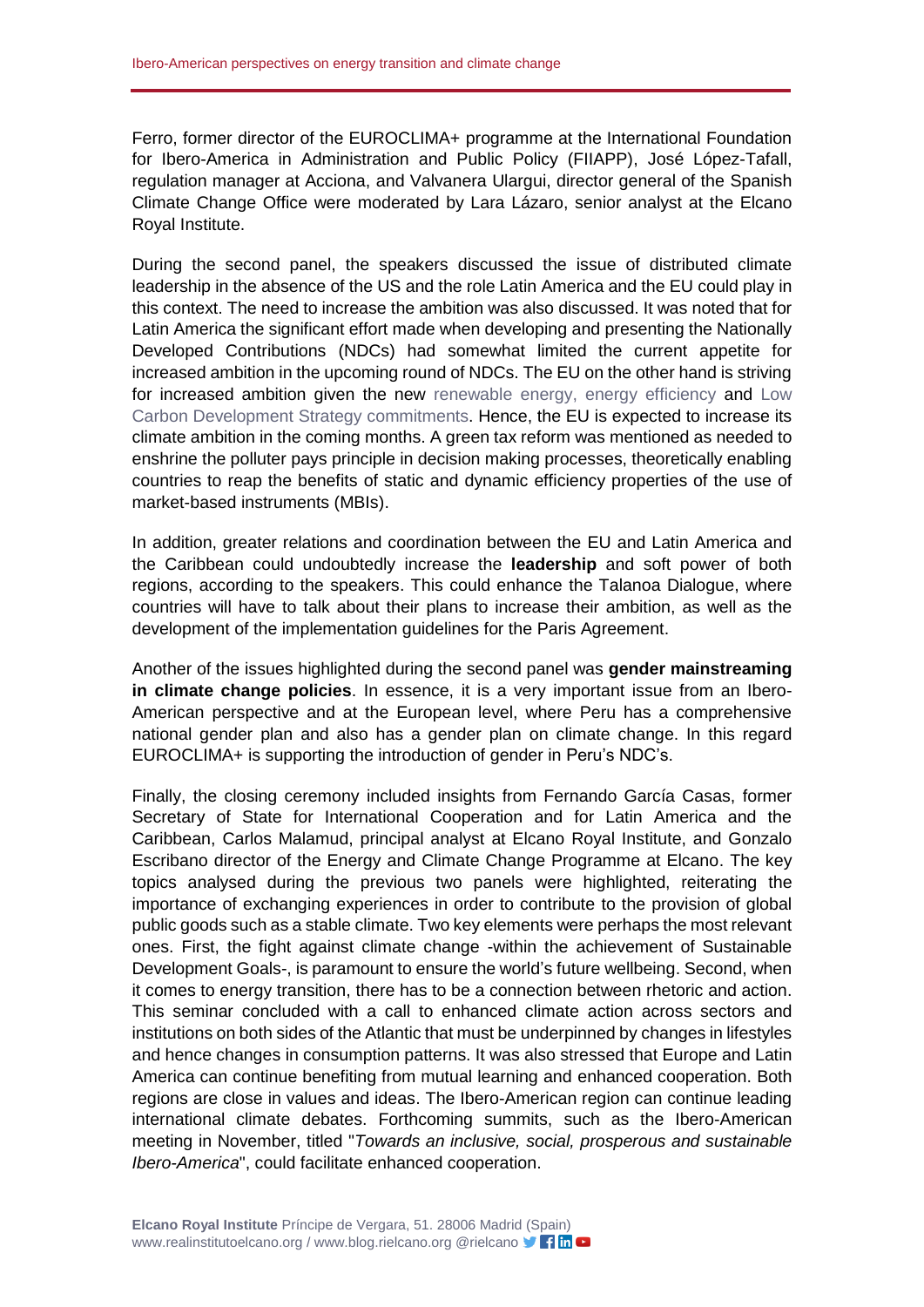Ferro, former director of the EUROCLIMA+ programme at the International Foundation for Ibero-America in Administration and Public Policy (FIIAPP), José López-Tafall, regulation manager at Acciona, and Valvanera Ulargui, director general of the Spanish Climate Change Office were moderated by Lara Lázaro, senior analyst at the Elcano Royal Institute.

During the second panel, the speakers discussed the issue of distributed climate leadership in the absence of the US and the role Latin America and the EU could play in this context. The need to increase the ambition was also discussed. It was noted that for Latin America the significant effort made when developing and presenting the Nationally Developed Contributions (NDCs) had somewhat limited the current appetite for increased ambition in the upcoming round of NDCs. The EU on the other hand is striving for increased ambition given the new renewable energy, energy efficiency and Low Carbon Development Strategy commitments. Hence, the EU is expected to increase its climate ambition in the coming months. A green tax reform was mentioned as needed to enshrine the polluter pays principle in decision making processes, theoretically enabling countries to reap the benefits of static and dynamic efficiency properties of the use of market-based instruments (MBIs).

In addition, greater relations and coordination between the EU and Latin America and the Caribbean could undoubtedly increase the **leadership** and soft power of both regions, according to the speakers. This could enhance the Talanoa Dialogue, where countries will have to talk about their plans to increase their ambition, as well as the development of the implementation guidelines for the Paris Agreement.

Another of the issues highlighted during the second panel was **gender mainstreaming in climate change policies**. In essence, it is a very important issue from an Ibero-American perspective and at the European level, where Peru has a comprehensive national gender plan and also has a gender plan on climate change. In this regard EUROCLIMA+ is supporting the introduction of gender in Peru's NDC's.

Finally, the closing ceremony included insights from Fernando García Casas, former Secretary of State for International Cooperation and for Latin America and the Caribbean, Carlos Malamud, principal analyst at Elcano Royal Institute, and Gonzalo Escribano director of the Energy and Climate Change Programme at Elcano. The key topics analysed during the previous two panels were highlighted, reiterating the importance of exchanging experiences in order to contribute to the provision of global public goods such as a stable climate. Two key elements were perhaps the most relevant ones. First, the fight against climate change -within the achievement of Sustainable Development Goals-, is paramount to ensure the world's future wellbeing. Second, when it comes to energy transition, there has to be a connection between rhetoric and action. This seminar concluded with a call to enhanced climate action across sectors and institutions on both sides of the Atlantic that must be underpinned by changes in lifestyles and hence changes in consumption patterns. It was also stressed that Europe and Latin America can continue benefiting from mutual learning and enhanced cooperation. Both regions are close in values and ideas. The Ibero-American region can continue leading international climate debates. Forthcoming summits, such as the Ibero-American meeting in November, titled "*Towards an inclusive, social, prosperous and sustainable Ibero-America*", could facilitate enhanced cooperation.